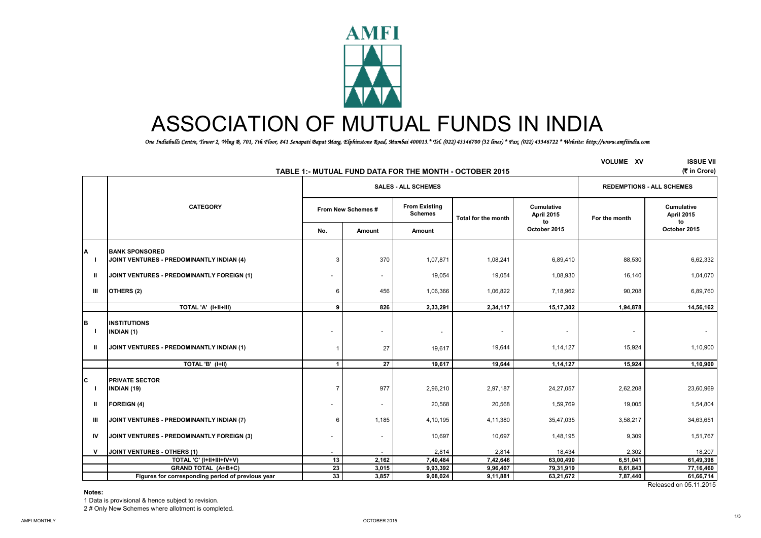AMFI

# ASSOCIATION OF MUTUAL FUNDS IN INDIA

*One Indiabulls Centre, Tower 2, Wing B, 701, 7th Floor, 841 Senapati Bapat Marg, Elphinstone Road, Mumbai 400013.* Tel. (022) 43346700 (32 lines) * Fax. (022) 43346722 * Website: http://www.amfiindia.com*

VOLUME XV ISSUE VII

## TABLE 1:- MUTUAL FUND DATA FOR THE MONTH - OCTOBER 2015

(₹ in Crore)

| | CATEGORY | SALES - ALL SCHEMES | | | | | REDEMPTIONS - ALL SCHEMES | |
|---|---|---|---|---|---|---|---|---|
| | | From New Schemes # | | From Existing Schemes | Total for the month | Cumulative April 2015 to October 2015 | For the month | Cumulative April 2015 to October 2015 |
| | | No. | Amount | Amount | | | | |
| **A** | **BANK SPONSORED** | | | | | | | |
| I | JOINT VENTURES - PREDOMINANTLY INDIAN (4) | 3 | 370 | 1,07,871 | 1,08,241 | 6,89,410 | 88,530 | 6,62,332 |
| II | JOINT VENTURES - PREDOMINANTLY FOREIGN (1) | - | - | 19,054 | 19,054 | 1,08,930 | 16,140 | 1,04,070 |
| III | OTHERS (2) | 6 | 456 | 1,06,366 | 1,06,822 | 7,18,962 | 90,208 | 6,89,760 |
| | **TOTAL 'A' (I+II+III)** | **9** | **826** | **2,33,291** | **2,34,117** | **15,17,302** | **1,94,878** | **14,56,162** |
| **B** | **INSTITUTIONS** | | | | | | | |
| I | INDIAN (1) | - | - | - | - | - | - | - |
| II | JOINT VENTURES - PREDOMINANTLY INDIAN (1) | 1 | 27 | 19,617 | 19,644 | 1,14,127 | 15,924 | 1,10,900 |
| | **TOTAL 'B' (I+II)** | **1** | **27** | **19,617** | **19,644** | **1,14,127** | **15,924** | **1,10,900** |
| **C** | **PRIVATE SECTOR** | | | | | | | |
| I | INDIAN (19) | 7 | 977 | 2,96,210 | 2,97,187 | 24,27,057 | 2,62,208 | 23,60,969 |
| II | FOREIGN (4) | - | - | 20,568 | 20,568 | 1,59,769 | 19,005 | 1,54,804 |
| III | JOINT VENTURES - PREDOMINANTLY INDIAN (7) | 6 | 1,185 | 4,10,195 | 4,11,380 | 35,47,035 | 3,58,217 | 34,63,651 |
| IV | JOINT VENTURES - PREDOMINANTLY FOREIGN (3) | - | - | 10,697 | 10,697 | 1,48,195 | 9,309 | 1,51,767 |
| V | JOINT VENTURES - OTHERS (1) | - | - | 2,814 | 2,814 | 18,434 | 2,302 | 18,207 |
| | **TOTAL 'C' (I+II+III+IV+V)** | **13** | **2,162** | **7,40,484** | **7,42,646** | **63,00,490** | **6,51,041** | **61,49,398** |
| | **GRAND TOTAL (A+B+C)** | **23** | **3,015** | **9,93,392** | **9,96,407** | **79,31,919** | **8,61,843** | **77,16,460** |
| | **Figures for corresponding period of previous year** | **33** | **3,857** | **9,08,024** | **9,11,881** | **63,21,672** | **7,87,440** | **61,66,714** |

Released on 05.11.2015

**Notes:**

1 Data is provisional & hence subject to revision.

2 # Only New Schemes where allotment is completed.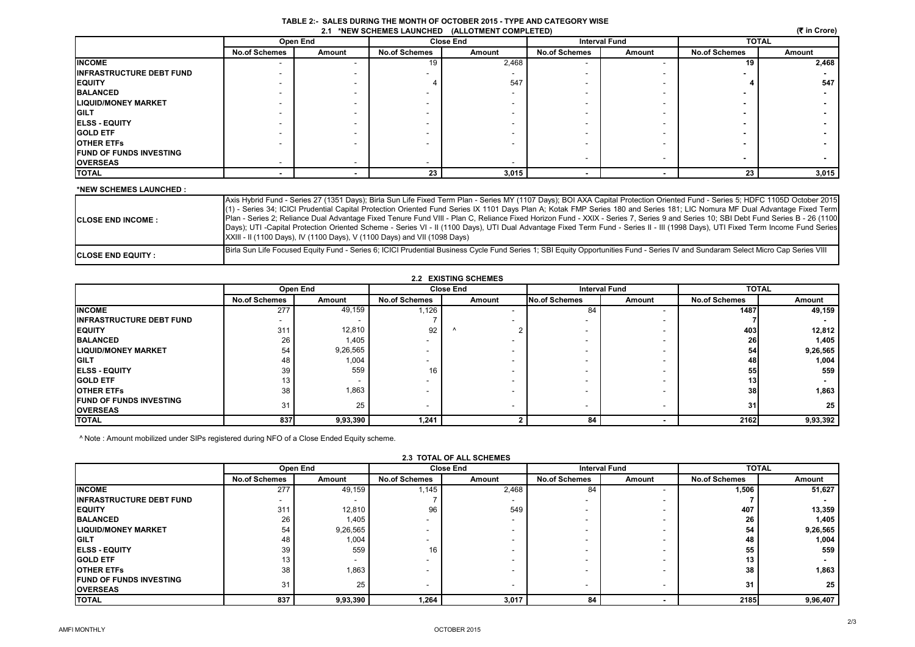# TABLE 2:- SALES DURING THE MONTH OF OCTOBER 2015 - TYPE AND CATEGORY WISE

## 2.1 *NEW SCHEMES LAUNCHED (ALLOTMENT COMPLETED)

(₹ in Crore)

| | Open End | | Close End | | Interval Fund | | TOTAL | |
|---|---|---|---|---|---|---|---|---|
| | No.of Schemes | Amount | No.of Schemes | Amount | No.of Schemes | Amount | No.of Schemes | Amount |
| INCOME | - | - | 19 | 2,468 | - | - | 19 | 2,468 |
| INFRASTRUCTURE DEBT FUND | - | - | - | - | - | - | - | - |
| EQUITY | - | - | 4 | 547 | - | - | 4 | 547 |
| BALANCED | - | - | - | - | - | - | - | - |
| LIQUID/MONEY MARKET | - | - | - | - | - | - | - | - |
| GILT | - | - | - | - | - | - | - | - |
| ELSS - EQUITY | - | - | - | - | - | - | - | - |
| GOLD ETF | - | - | - | - | - | - | - | - |
| OTHER ETFs | - | - | - | - | - | - | - | - |
| FUND OF FUNDS INVESTING OVERSEAS | - | - | - | - | - | - | - | - |
| TOTAL | - | - | 23 | 3,015 | - | - | 23 | 3,015 |

### *NEW SCHEMES LAUNCHED :

| | |
|---|---|
| CLOSE END INCOME : | Axis Hybrid Fund - Series 27 (1351 Days); Birla Sun Life Fixed Term Plan - Series MY (1107 Days); BOI AXA Capital Protection Oriented Fund - Series 5; HDFC 1105D October 2015 (1) - Series 34; ICICI Prudential Capital Protection Oriented Fund Series IX 1101 Days Plan A; Kotak FMP Series 180 and Series 181; LIC Nomura MF Dual Advantage Fixed Term Plan - Series 2; Reliance Dual Advantage Fixed Tenure Fund VIII - Plan C, Reliance Fixed Horizon Fund - XXIX - Series 7, Series 9 and Series 10; SBI Debt Fund Series B - 26 (1100 Days); UTI -Capital Protection Oriented Scheme - Series VI - II (1100 Days), UTI Dual Advantage Fixed Term Fund - Series II - III (1998 Days), UTI Fixed Term Income Fund Series XXIII - II (1100 Days), IV (1100 Days), V (1100 Days) and VII (1098 Days) |
| CLOSE END EQUITY : | Birla Sun Life Focused Equity Fund - Series 6; ICICI Prudential Business Cycle Fund Series 1; SBI Equity Opportunities Fund - Series IV and Sundaram Select Micro Cap Series VIII |

## 2.2 EXISTING SCHEMES

| | Open End | | Close End | | Interval Fund | | TOTAL | |
|---|---|---|---|---|---|---|---|---|
| | No.of Schemes | Amount | No.of Schemes | Amount | No.of Schemes | Amount | No.of Schemes | Amount |
| INCOME | 277 | 49,159 | 1,126 | - | 84 | - | 1487 | 49,159 |
| INFRASTRUCTURE DEBT FUND | - | - | 7 | - | - | - | 7 | - |
| EQUITY | 311 | 12,810 | 92 | ^ 2 | - | - | 403 | 12,812 |
| BALANCED | 26 | 1,405 | - | - | - | - | 26 | 1,405 |
| LIQUID/MONEY MARKET | 54 | 9,26,565 | - | - | - | - | 54 | 9,26,565 |
| GILT | 48 | 1,004 | - | - | - | - | 48 | 1,004 |
| ELSS - EQUITY | 39 | 559 | 16 | - | - | - | 55 | 559 |
| GOLD ETF | 13 | - | - | - | - | - | 13 | - |
| OTHER ETFs | 38 | 1,863 | - | - | - | - | 38 | 1,863 |
| FUND OF FUNDS INVESTING OVERSEAS | 31 | 25 | - | - | - | - | 31 | 25 |
| TOTAL | 837 | 9,93,390 | 1,241 | 2 | 84 | - | 2162 | 9,93,392 |

^ Note : Amount mobilized under SIPs registered during NFO of a Close Ended Equity scheme.

## 2.3 TOTAL OF ALL SCHEMES

| | Open End | | Close End | | Interval Fund | | TOTAL | |
|---|---|---|---|---|---|---|---|---|
| | No.of Schemes | Amount | No.of Schemes | Amount | No.of Schemes | Amount | No.of Schemes | Amount |
| INCOME | 277 | 49,159 | 1,145 | 2,468 | 84 | - | 1,506 | 51,627 |
| INFRASTRUCTURE DEBT FUND | - | - | 7 | - | - | - | 7 | - |
| EQUITY | 311 | 12,810 | 96 | 549 | - | - | 407 | 13,359 |
| BALANCED | 26 | 1,405 | - | - | - | - | 26 | 1,405 |
| LIQUID/MONEY MARKET | 54 | 9,26,565 | - | - | - | - | 54 | 9,26,565 |
| GILT | 48 | 1,004 | - | - | - | - | 48 | 1,004 |
| ELSS - EQUITY | 39 | 559 | 16 | - | - | - | 55 | 559 |
| GOLD ETF | 13 | - | - | - | - | - | 13 | - |
| OTHER ETFs | 38 | 1,863 | - | - | - | - | 38 | 1,863 |
| FUND OF FUNDS INVESTING OVERSEAS | 31 | 25 | - | - | - | - | 31 | 25 |
| TOTAL | 837 | 9,93,390 | 1,264 | 3,017 | 84 | - | 2185 | 9,96,407 |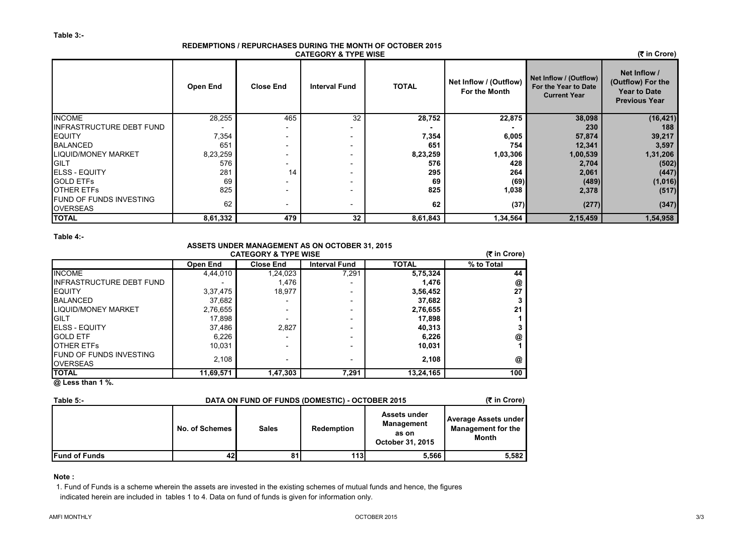**Table 3:-**

**REDEMPTIONS / REPURCHASES DURING THE MONTH OF OCTOBER 2015**
**CATEGORY & TYPE WISE**

**(₹ in Crore)**

| | Open End | Close End | Interval Fund | TOTAL | Net Inflow / (Outflow) For the Month | Net Inflow / (Outflow) For the Year to Date Current Year | Net Inflow / (Outflow) For the Year to Date Previous Year |
|---|---|---|---|---|---|---|---|
| INCOME | 28,255 | 465 | 32 | **28,752** | **22,875** | **38,098** | **(16,421)** |
| INFRASTRUCTURE DEBT FUND | - | - | - | **-** | **-** | **230** | **188** |
| EQUITY | 7,354 | - | - | **7,354** | **6,005** | **57,874** | **39,217** |
| BALANCED | 651 | - | - | **651** | **754** | **12,341** | **3,597** |
| LIQUID/MONEY MARKET | 8,23,259 | - | - | **8,23,259** | **1,03,306** | **1,00,539** | **1,31,206** |
| GILT | 576 | - | - | **576** | **428** | **2,704** | **(502)** |
| ELSS - EQUITY | 281 | 14 | - | **295** | **264** | **2,061** | **(447)** |
| GOLD ETFs | 69 | - | - | **69** | **(69)** | **(489)** | **(1,016)** |
| OTHER ETFs | 825 | - | - | **825** | **1,038** | **2,378** | **(517)** |
| FUND OF FUNDS INVESTING OVERSEAS | 62 | - | - | **62** | **(37)** | **(277)** | **(347)** |
| **TOTAL** | **8,61,332** | **479** | **32** | **8,61,843** | **1,34,564** | **2,15,459** | **1,54,958** |

**Table 4:-**

**ASSETS UNDER MANAGEMENT AS ON OCTOBER 31, 2015**
**CATEGORY & TYPE WISE**

**(₹ in Crore)**

| | Open End | Close End | Interval Fund | TOTAL | % to Total |
|---|---|---|---|---|---|
| INCOME | 4,44,010 | 1,24,023 | 7,291 | **5,75,324** | **44** |
| INFRASTRUCTURE DEBT FUND | - | 1,476 | - | **1,476** | **@** |
| EQUITY | 3,37,475 | 18,977 | - | **3,56,452** | **27** |
| BALANCED | 37,682 | - | - | **37,682** | **3** |
| LIQUID/MONEY MARKET | 2,76,655 | - | - | **2,76,655** | **21** |
| GILT | 17,898 | - | - | **17,898** | **1** |
| ELSS - EQUITY | 37,486 | 2,827 | - | **40,313** | **3** |
| GOLD ETF | 6,226 | - | - | **6,226** | **@** |
| OTHER ETFs | 10,031 | - | - | **10,031** | **1** |
| FUND OF FUNDS INVESTING OVERSEAS | 2,108 | - | - | **2,108** | **@** |
| **TOTAL** | **11,69,571** | **1,47,303** | **7,291** | **13,24,165** | **100** |

**@ Less than 1 %.**

**Table 5:-**

**DATA ON FUND OF FUNDS (DOMESTIC) - OCTOBER 2015**

**(₹ in Crore)**

| | No. of Schemes | Sales | Redemption | Assets under Management as on October 31, 2015 | Average Assets under Management for the Month |
|---|---|---|---|---|---|
| **Fund of Funds** | **42** | **81** | **113** | **5,566** | **5,582** |

**Note :**

1. Fund of Funds is a scheme wherein the assets are invested in the existing schemes of mutual funds and hence, the figures indicated herein are included in tables 1 to 4. Data on fund of funds is given for information only.